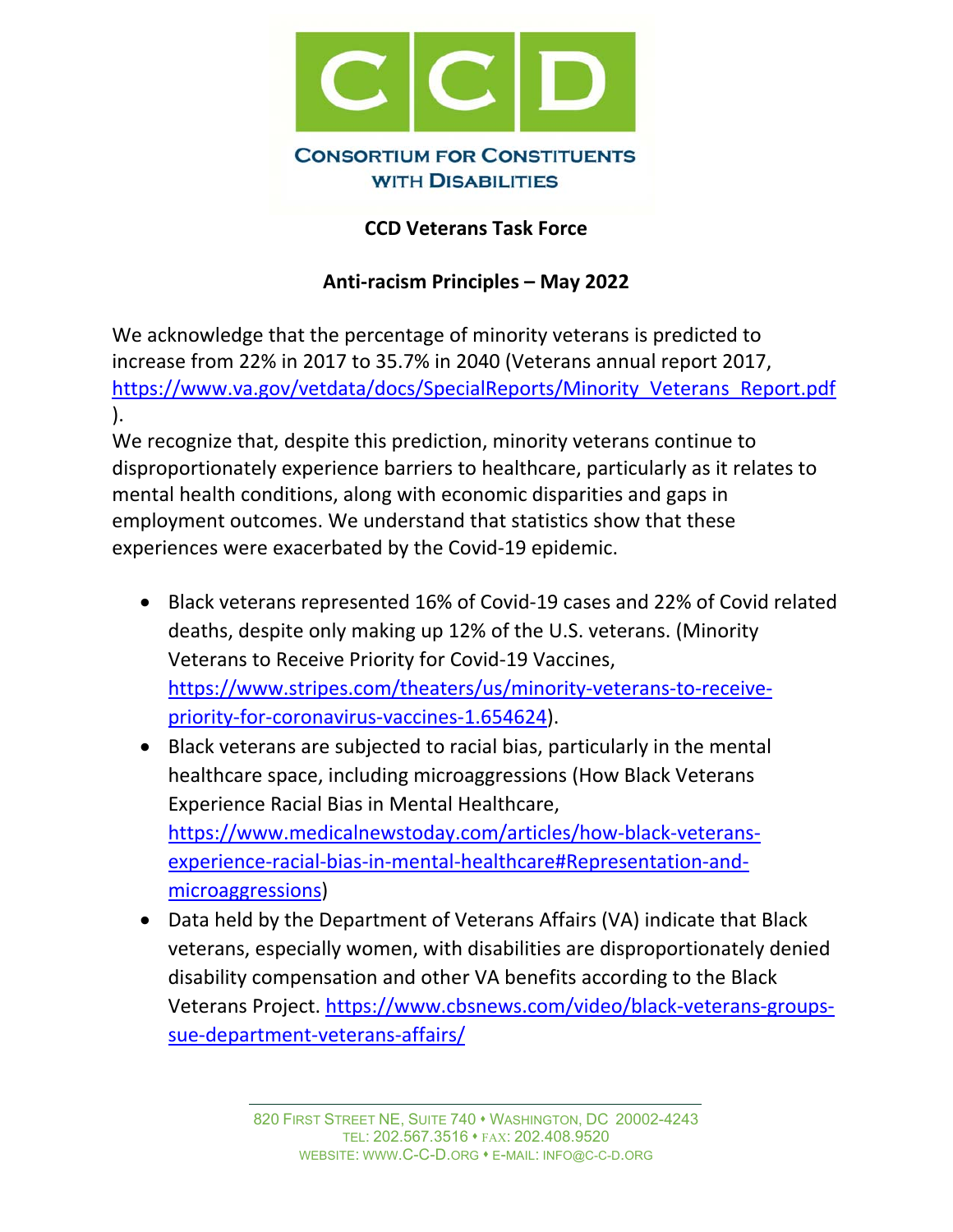# CCD

**CONSORTIUM FOR CONSTITUENTS WITH DISABILITIES**

## CCD Veterans Task Force

## Anti-racism Principles – May 2022

We acknowledge that the percentage of minority veterans is predicted to increase from 22% in 2017 to 35.7% in 2040 (Veterans annual report 2017, https://www.va.gov/vetdata/docs/SpecialReports/Minority_Veterans_Report.pdf).

We recognize that, despite this prediction, minority veterans continue to disproportionately experience barriers to healthcare, particularly as it relates to mental health conditions, along with economic disparities and gaps in employment outcomes. We understand that statistics show that these experiences were exacerbated by the Covid-19 epidemic.

- Black veterans represented 16% of Covid-19 cases and 22% of Covid related deaths, despite only making up 12% of the U.S. veterans. (Minority Veterans to Receive Priority for Covid-19 Vaccines, https://www.stripes.com/theaters/us/minority-veterans-to-receive-priority-for-coronavirus-vaccines-1.654624).
- Black veterans are subjected to racial bias, particularly in the mental healthcare space, including microaggressions (How Black Veterans Experience Racial Bias in Mental Healthcare, https://www.medicalnewstoday.com/articles/how-black-veterans-experience-racial-bias-in-mental-healthcare#Representation-and-microaggressions)
- Data held by the Department of Veterans Affairs (VA) indicate that Black veterans, especially women, with disabilities are disproportionately denied disability compensation and other VA benefits according to the Black Veterans Project. https://www.cbsnews.com/video/black-veterans-groups-sue-department-veterans-affairs/

820 First Street NE, Suite 740 • Washington, DC 20002-4243
Tel: 202.567.3516 • Fax: 202.408.9520
Website: www.C-C-D.org • E-mail: info@c-c-d.org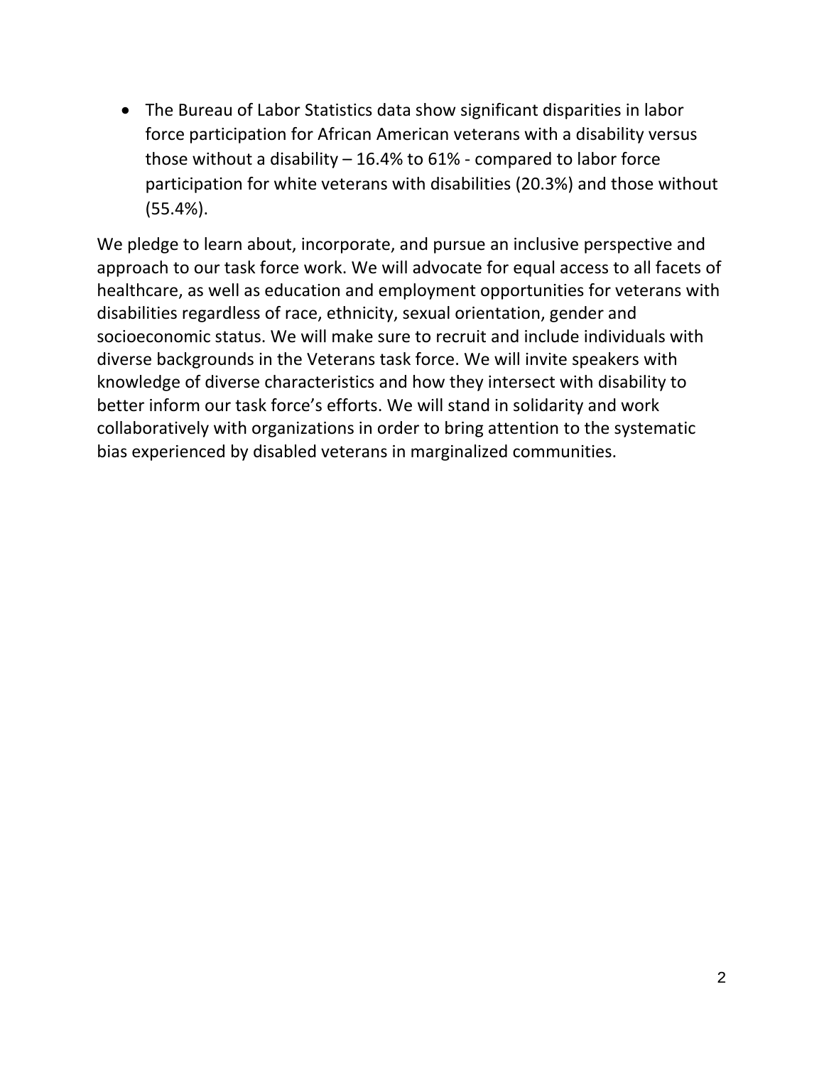- The Bureau of Labor Statistics data show significant disparities in labor force participation for African American veterans with a disability versus those without a disability – 16.4% to 61% - compared to labor force participation for white veterans with disabilities (20.3%) and those without (55.4%).

We pledge to learn about, incorporate, and pursue an inclusive perspective and approach to our task force work. We will advocate for equal access to all facets of healthcare, as well as education and employment opportunities for veterans with disabilities regardless of race, ethnicity, sexual orientation, gender and socioeconomic status. We will make sure to recruit and include individuals with diverse backgrounds in the Veterans task force. We will invite speakers with knowledge of diverse characteristics and how they intersect with disability to better inform our task force's efforts. We will stand in solidarity and work collaboratively with organizations in order to bring attention to the systematic bias experienced by disabled veterans in marginalized communities.